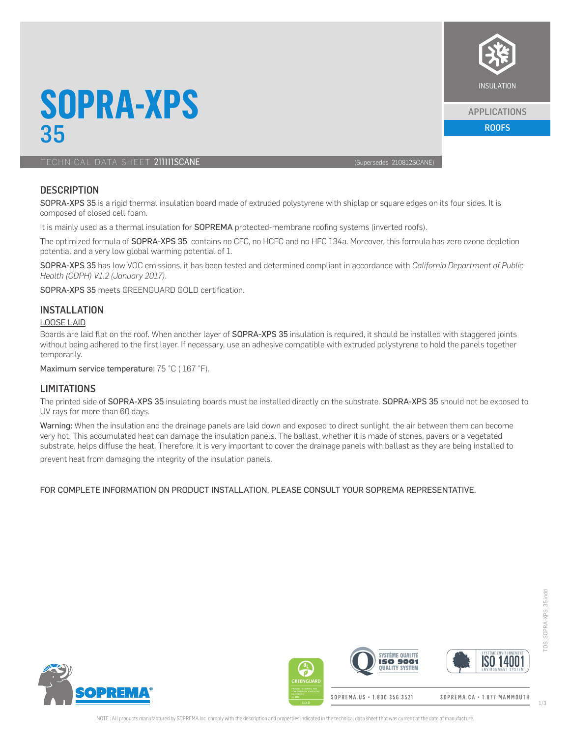# SOPRA-XPS 35

INSULATION

APPLICATIONS

ROOFS

TECHNICAL DATA SHEET **211111SCANE** (Supersedes 210812SCANE)

## DESCRIPTION

SOPRA-XPS 35 is a rigid thermal insulation board made of extruded polystyrene with shiplap or square edges on its four sides. It is composed of closed cell foam.

It is mainly used as a thermal insulation for SOPREMA protected-membrane roofing systems (inverted roofs).

The optimized formula of SOPRA-XPS 35 contains no CFC, no HCFC and no HFC 134a. Moreover, this formula has zero ozone depletion potential and a very low global warming potential of 1.

SOPRA-XPS 35 has low VOC emissions, it has been tested and determined compliant in accordance with *California Department of Public Health (CDPH) V1.2 (January 2017).*

SOPRA-XPS 35 meets GREENGUARD GOLD certification.

## INSTALLATION

LOOSE LAID

Boards are laid flat on the roof. When another layer of SOPRA-XPS 35 insulation is required, it should be installed with staggered joints without being adhered to the first layer. If necessary, use an adhesive compatible with extruded polystyrene to hold the panels together temporarily.

Maximum service temperature: 75 °C ( 167 °F).

## LIMITATIONS

The printed side of SOPRA-XPS 35 insulating boards must be installed directly on the substrate. SOPRA-XPS 35 should not be exposed to UV rays for more than 60 days.

Warning: When the insulation and the drainage panels are laid down and exposed to direct sunlight, the air between them can become very hot. This accumulated heat can damage the insulation panels. The ballast, whether it is made of stones, pavers or a vegetated substrate, helps diffuse the heat. Therefore, it is very important to cover the drainage panels with ballast as they are being installed to prevent heat from damaging the integrity of the insulation panels.

FOR COMPLETE INFORMATION ON PRODUCT INSTALLATION, PLEASE CONSULT YOUR SOPREMA REPRESENTATIVE.

SOPREMA.US • 1.800.356.3521 SOPREMA.CA • 1.877.MAMMOUTH

NOTE : All products manufactured by SOPREMA Inc. comply with the description and properties indicated in the technical data sheet that was current at the date of manufacture.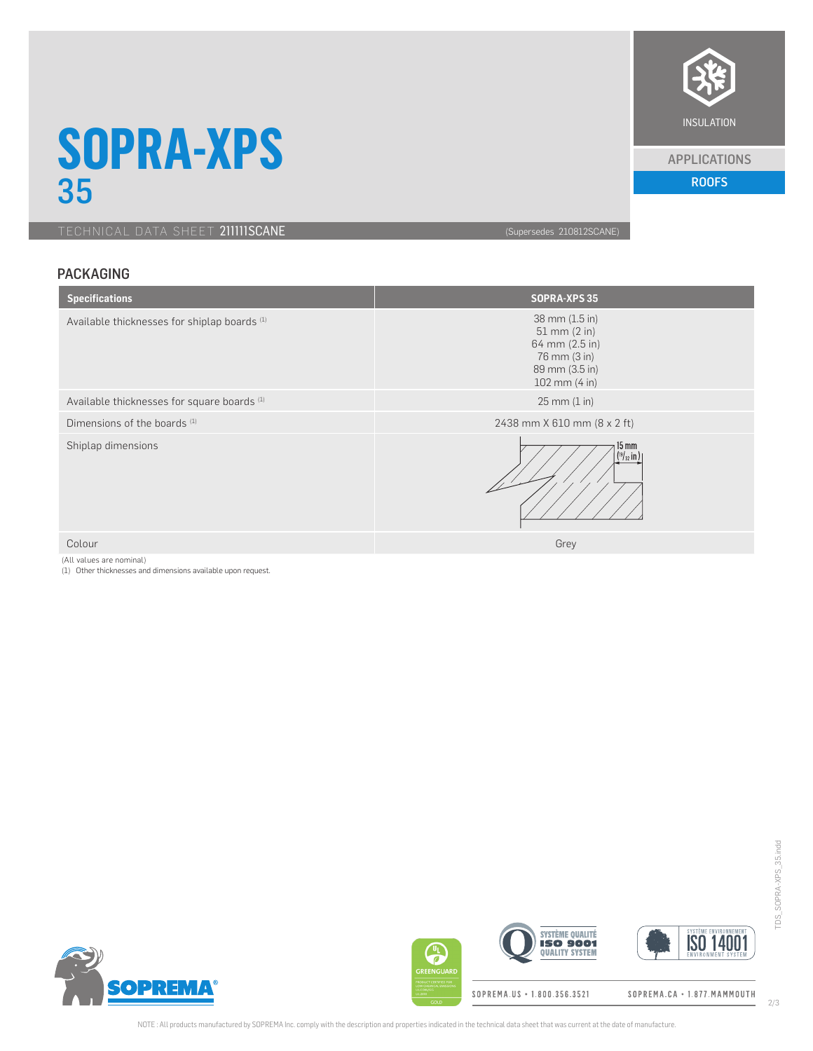# SOPRA-XPS 35

TECHNICAL DATA SHEET **211111SCANE** (Supersedes 210812SCANE)

INSULATION

APPLICATIONS

ROOFS

## PACKAGING

| Specifications | SOPRA-XPS 35 |
|---|---|
| Available thicknesses for shiplap boards (1) | 38 mm (1.5 in)<br>51 mm (2 in)<br>64 mm (2.5 in)<br>76 mm (3 in)<br>89 mm (3.5 in)<br>102 mm (4 in) |
| Available thicknesses for square boards (1) | 25 mm (1 in) |
| Dimensions of the boards (1) | 2438 mm X 610 mm (8 x 2 ft) |
| Shiplap dimensions | 15 mm ($^{19}/_{32}$ in) |
| Colour | Grey |

(All values are nominal)

(1) Other thicknesses and dimensions available upon request.

SOPREMA.US • 1.800.356.3521 SOPREMA.CA • 1.877.MAMMOUTH

NOTE : All products manufactured by SOPREMA Inc. comply with the description and properties indicated in the technical data sheet that was current at the date of manufacture.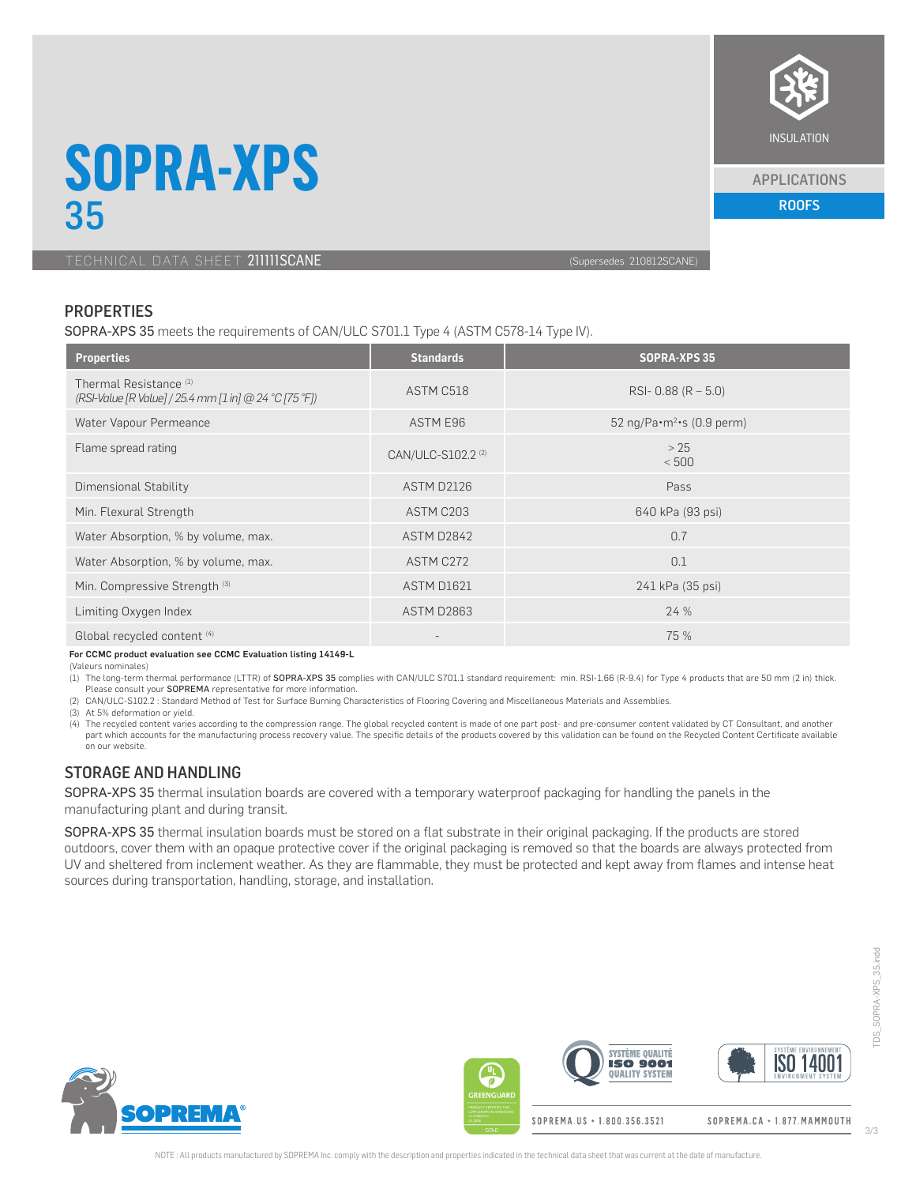# SOPRA-XPS 35

TECHNICAL DATA SHEET **211111SCANE** (Supersedes 210812SCANE)

INSULATION

APPLICATIONS

ROOFS

## PROPERTIES

**SOPRA-XPS 35** meets the requirements of CAN/ULC S701.1 Type 4 (ASTM C578-14 Type IV).

| Properties | Standards | SOPRA-XPS 35 |
|---|---|---|
| Thermal Resistance (1) *(RSI-Value [R Value] / 25.4 mm [1 in] @ 24 °C [75 °F])* | ASTM C518 | RSI- 0.88 (R – 5.0) |
| Water Vapour Permeance | ASTM E96 | 52 ng/Pa•m²•s (0.9 perm) |
| Flame spread rating | CAN/ULC-S102.2 (2) | > 25<br>< 500 |
| Dimensional Stability | ASTM D2126 | Pass |
| Min. Flexural Strength | ASTM C203 | 640 kPa (93 psi) |
| Water Absorption, % by volume, max. | ASTM D2842 | 0.7 |
| Water Absorption, % by volume, max. | ASTM C272 | 0.1 |
| Min. Compressive Strength (3) | ASTM D1621 | 241 kPa (35 psi) |
| Limiting Oxygen Index | ASTM D2863 | 24 % |
| Global recycled content (4) | - | 75 % |

**For CCMC product evaluation see CCMC Evaluation listing 14149-L**

(Valeurs nominales)

(1) The long-term thermal performance (LTTR) of **SOPRA-XPS 35** complies with CAN/ULC S701.1 standard requirement: min. RSI-1.66 (R-9.4) for Type 4 products that are 50 mm (2 in) thick. Please consult your **SOPREMA** representative for more information.

(2) CAN/ULC-S102.2 : Standard Method of Test for Surface Burning Characteristics of Flooring Covering and Miscellaneous Materials and Assemblies.

(3) At 5% deformation or yield.

(4) The recycled content varies according to the compression range. The global recycled content is made of one part post- and pre-consumer content validated by CT Consultant, and another part which accounts for the manufacturing process recovery value. The specific details of the products covered by this validation can be found on the Recycled Content Certificate available on our website.

## STORAGE AND HANDLING

**SOPRA-XPS 35** thermal insulation boards are covered with a temporary waterproof packaging for handling the panels in the manufacturing plant and during transit.

**SOPRA-XPS 35** thermal insulation boards must be stored on a flat substrate in their original packaging. If the products are stored outdoors, cover them with an opaque protective cover if the original packaging is removed so that the boards are always protected from UV and sheltered from inclement weather. As they are flammable, they must be protected and kept away from flames and intense heat sources during transportation, handling, storage, and installation.

SOPREMA.US • 1.800.356.3521 SOPREMA.CA • 1.877.MAMMOUTH

NOTE : All products manufactured by SOPREMA Inc. comply with the description and properties indicated in the technical data sheet that was current at the date of manufacture.